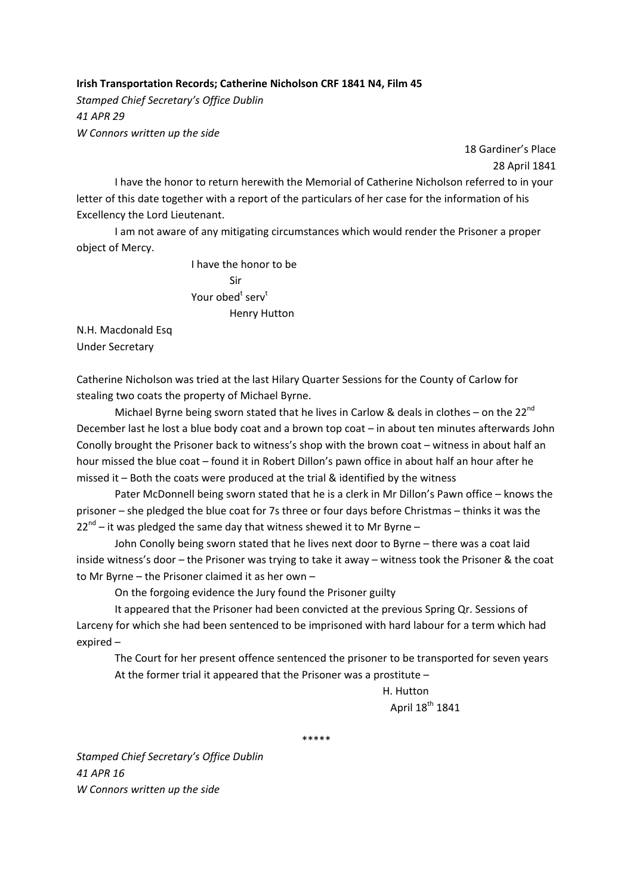**Irish Transportation Records; Catherine Nicholson CRF 1841 N4, Film 45**

*Stamped Chief Secretary's Office Dublin*
*41 APR 29*
*W Connors written up the side*

18 Gardiner's Place
28 April 1841

I have the honor to return herewith the Memorial of Catherine Nicholson referred to in your letter of this date together with a report of the particulars of her case for the information of his Excellency the Lord Lieutenant.

I am not aware of any mitigating circumstances which would render the Prisoner a proper object of Mercy.

I have the honor to be
Sir
Your obed[t] serv[t]
Henry Hutton

N.H. Macdonald Esq
Under Secretary

Catherine Nicholson was tried at the last Hilary Quarter Sessions for the County of Carlow for stealing two coats the property of Michael Byrne.

Michael Byrne being sworn stated that he lives in Carlow & deals in clothes – on the 22[nd] December last he lost a blue body coat and a brown top coat – in about ten minutes afterwards John Conolly brought the Prisoner back to witness's shop with the brown coat – witness in about half an hour missed the blue coat – found it in Robert Dillon's pawn office in about half an hour after he missed it – Both the coats were produced at the trial & identified by the witness

Pater McDonnell being sworn stated that he is a clerk in Mr Dillon's Pawn office – knows the prisoner – she pledged the blue coat for 7s three or four days before Christmas – thinks it was the 22[nd] – it was pledged the same day that witness shewed it to Mr Byrne –

John Conolly being sworn stated that he lives next door to Byrne – there was a coat laid inside witness's door – the Prisoner was trying to take it away – witness took the Prisoner & the coat to Mr Byrne – the Prisoner claimed it as her own –

On the forgoing evidence the Jury found the Prisoner guilty

It appeared that the Prisoner had been convicted at the previous Spring Qr. Sessions of Larceny for which she had been sentenced to be imprisoned with hard labour for a term which had expired –

The Court for her present offence sentenced the prisoner to be transported for seven years

At the former trial it appeared that the Prisoner was a prostitute –

H. Hutton
April 18[th] 1841

*****

*Stamped Chief Secretary's Office Dublin*
*41 APR 16*
*W Connors written up the side*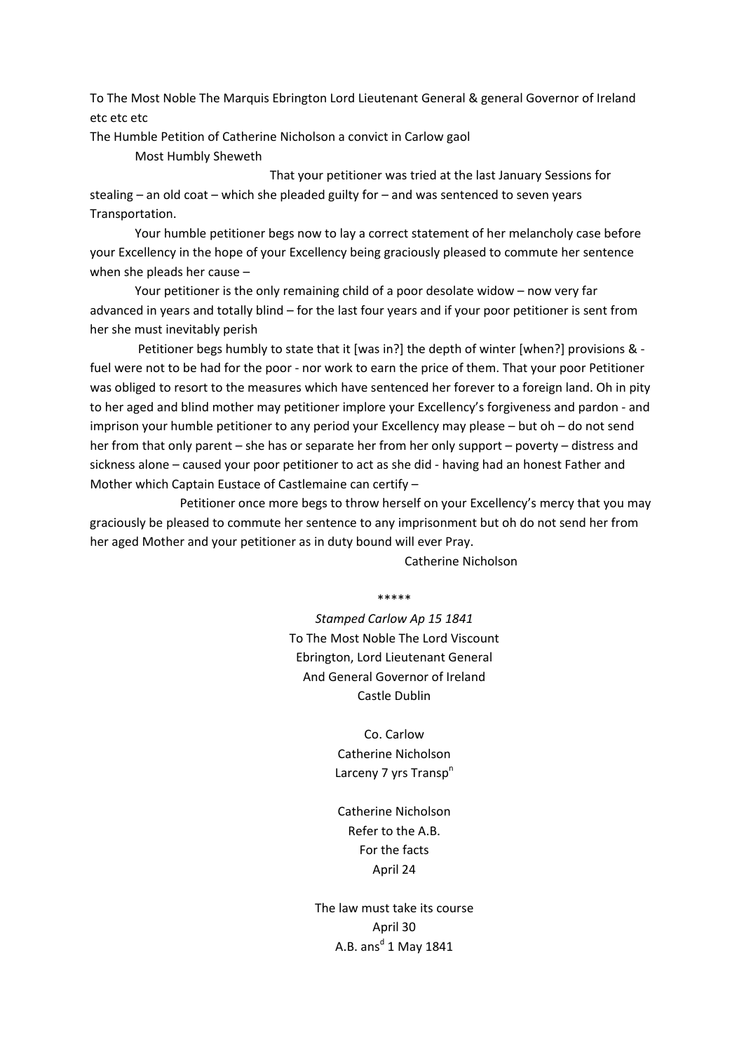To The Most Noble The Marquis Ebrington Lord Lieutenant General & general Governor of Ireland etc etc etc

The Humble Petition of Catherine Nicholson a convict in Carlow gaol

Most Humbly Sheweth

That your petitioner was tried at the last January Sessions for stealing – an old coat – which she pleaded guilty for – and was sentenced to seven years Transportation.

Your humble petitioner begs now to lay a correct statement of her melancholy case before your Excellency in the hope of your Excellency being graciously pleased to commute her sentence when she pleads her cause –

Your petitioner is the only remaining child of a poor desolate widow – now very far advanced in years and totally blind – for the last four years and if your poor petitioner is sent from her she must inevitably perish

Petitioner begs humbly to state that it [was in?] the depth of winter [when?] provisions & - fuel were not to be had for the poor - nor work to earn the price of them. That your poor Petitioner was obliged to resort to the measures which have sentenced her forever to a foreign land. Oh in pity to her aged and blind mother may petitioner implore your Excellency's forgiveness and pardon - and imprison your humble petitioner to any period your Excellency may please – but oh – do not send her from that only parent – she has or separate her from her only support – poverty – distress and sickness alone – caused your poor petitioner to act as she did - having had an honest Father and Mother which Captain Eustace of Castlemaine can certify –

Petitioner once more begs to throw herself on your Excellency's mercy that you may graciously be pleased to commute her sentence to any imprisonment but oh do not send her from her aged Mother and your petitioner as in duty bound will ever Pray.

Catherine Nicholson

*****

*Stamped Carlow Ap 15 1841*

To The Most Noble The Lord Viscount Ebrington, Lord Lieutenant General And General Governor of Ireland Castle Dublin

Co. Carlow
Catherine Nicholson
Larceny 7 yrs Transp[n]

Catherine Nicholson
Refer to the A.B.
For the facts
April 24

The law must take its course
April 30
A.B. ans[d] 1 May 1841